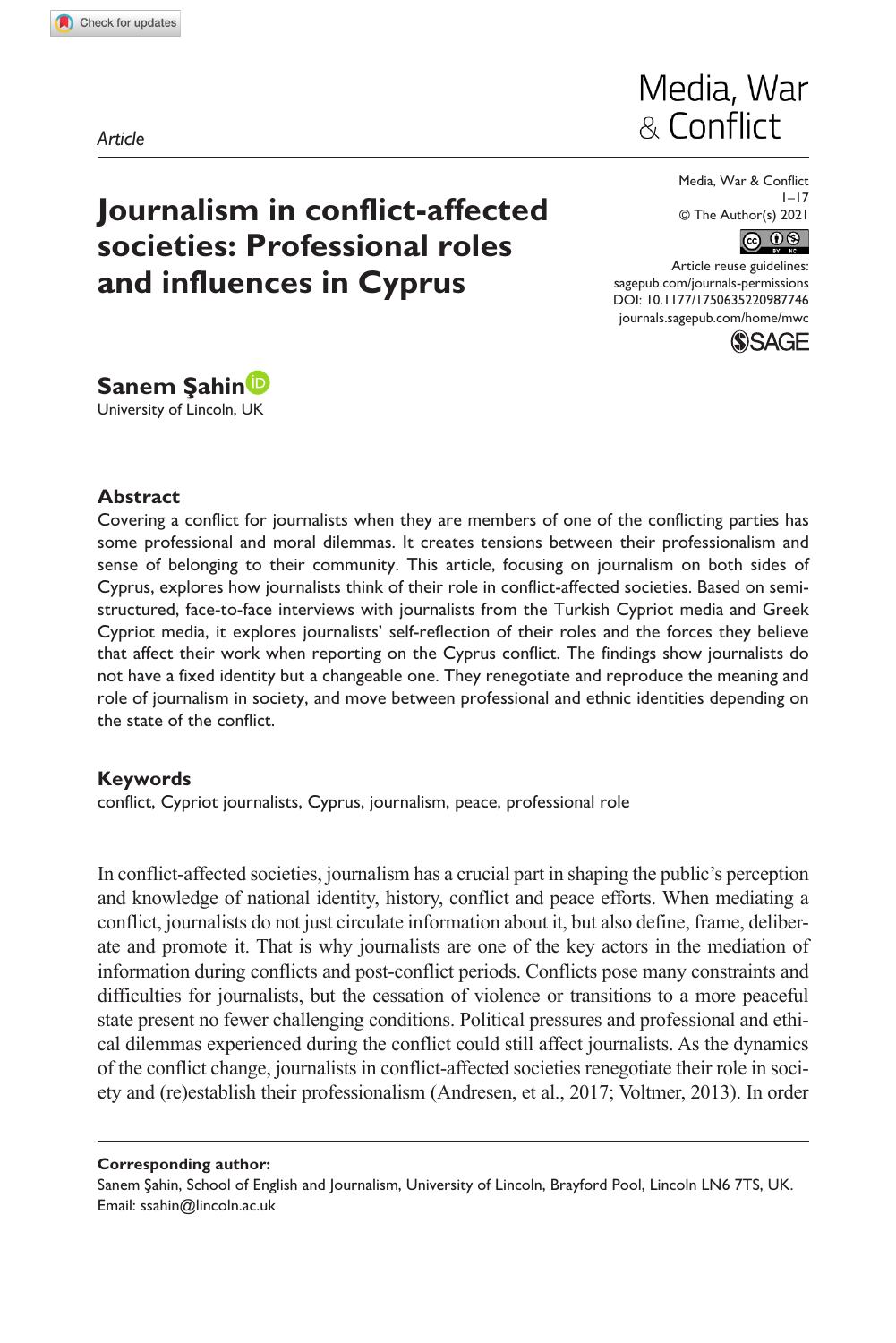*Article*

# Journalism in conflict-affected societies: Professional roles and influences in Cyprus

**Sanem Şahin**
University of Lincoln, UK

Media, War & Conflict
© The Author(s) 2021
Article reuse guidelines: sagepub.com/journals-permissions
DOI: 10.1177/1750635220987746
journals.sagepub.com/home/mwc

## Abstract

Covering a conflict for journalists when they are members of one of the conflicting parties has some professional and moral dilemmas. It creates tensions between their professionalism and sense of belonging to their community. This article, focusing on journalism on both sides of Cyprus, explores how journalists think of their role in conflict-affected societies. Based on semi-structured, face-to-face interviews with journalists from the Turkish Cypriot media and Greek Cypriot media, it explores journalists' self-reflection of their roles and the forces they believe that affect their work when reporting on the Cyprus conflict. The findings show journalists do not have a fixed identity but a changeable one. They renegotiate and reproduce the meaning and role of journalism in society, and move between professional and ethnic identities depending on the state of the conflict.

## Keywords

conflict, Cypriot journalists, Cyprus, journalism, peace, professional role

In conflict-affected societies, journalism has a crucial part in shaping the public's perception and knowledge of national identity, history, conflict and peace efforts. When mediating a conflict, journalists do not just circulate information about it, but also define, frame, deliberate and promote it. That is why journalists are one of the key actors in the mediation of information during conflicts and post-conflict periods. Conflicts pose many constraints and difficulties for journalists, but the cessation of violence or transitions to a more peaceful state present no fewer challenging conditions. Political pressures and professional and ethical dilemmas experienced during the conflict could still affect journalists. As the dynamics of the conflict change, journalists in conflict-affected societies renegotiate their role in society and (re)establish their professionalism (Andresen, et al., 2017; Voltmer, 2013). In order

---

**Corresponding author:**
Sanem Şahin, School of English and Journalism, University of Lincoln, Brayford Pool, Lincoln LN6 7TS, UK.
Email: ssahin@lincoln.ac.uk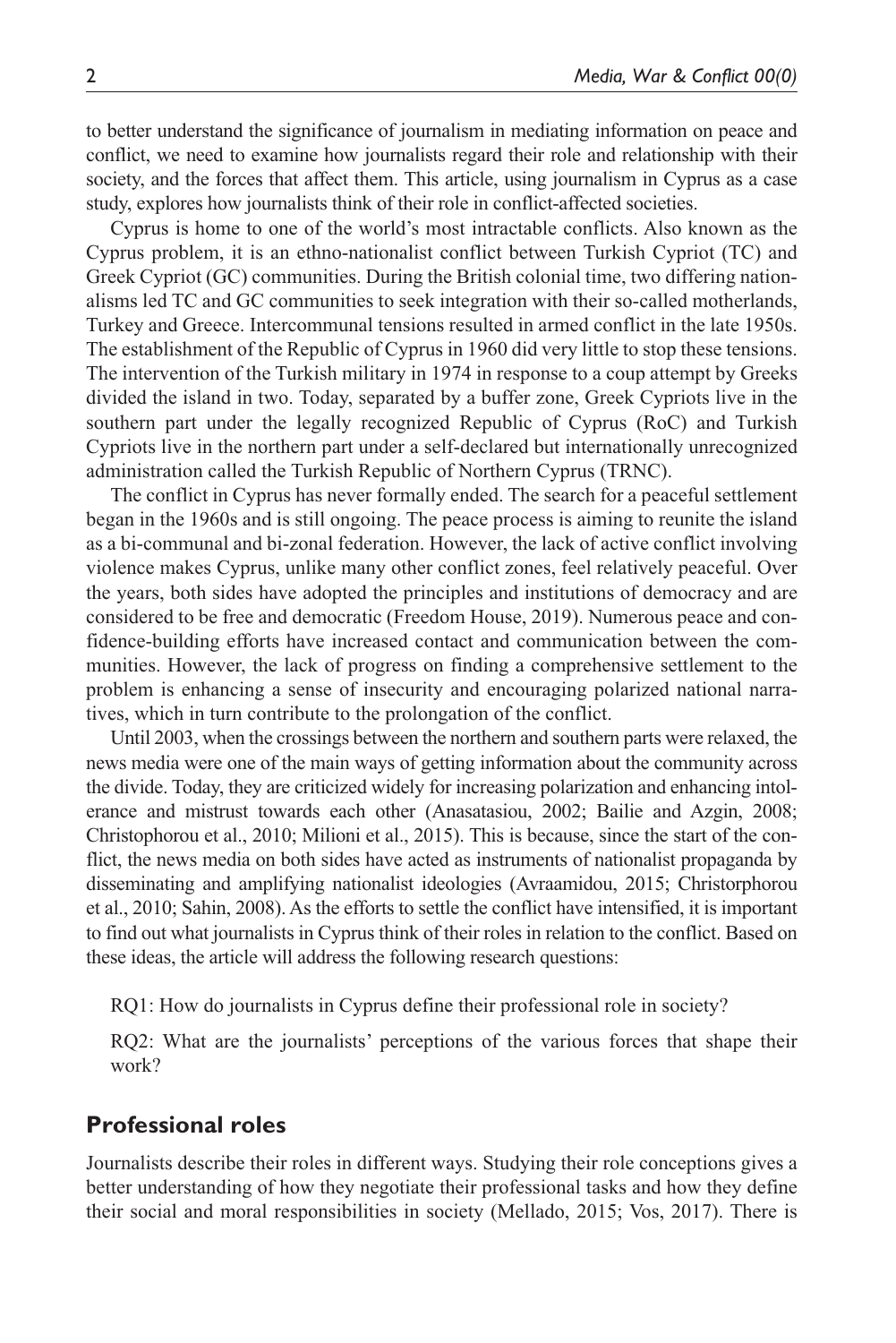to better understand the significance of journalism in mediating information on peace and conflict, we need to examine how journalists regard their role and relationship with their society, and the forces that affect them. This article, using journalism in Cyprus as a case study, explores how journalists think of their role in conflict-affected societies.

Cyprus is home to one of the world's most intractable conflicts. Also known as the Cyprus problem, it is an ethno-nationalist conflict between Turkish Cypriot (TC) and Greek Cypriot (GC) communities. During the British colonial time, two differing nationalisms led TC and GC communities to seek integration with their so-called motherlands, Turkey and Greece. Intercommunal tensions resulted in armed conflict in the late 1950s. The establishment of the Republic of Cyprus in 1960 did very little to stop these tensions. The intervention of the Turkish military in 1974 in response to a coup attempt by Greeks divided the island in two. Today, separated by a buffer zone, Greek Cypriots live in the southern part under the legally recognized Republic of Cyprus (RoC) and Turkish Cypriots live in the northern part under a self-declared but internationally unrecognized administration called the Turkish Republic of Northern Cyprus (TRNC).

The conflict in Cyprus has never formally ended. The search for a peaceful settlement began in the 1960s and is still ongoing. The peace process is aiming to reunite the island as a bi-communal and bi-zonal federation. However, the lack of active conflict involving violence makes Cyprus, unlike many other conflict zones, feel relatively peaceful. Over the years, both sides have adopted the principles and institutions of democracy and are considered to be free and democratic (Freedom House, 2019). Numerous peace and confidence-building efforts have increased contact and communication between the communities. However, the lack of progress on finding a comprehensive settlement to the problem is enhancing a sense of insecurity and encouraging polarized national narratives, which in turn contribute to the prolongation of the conflict.

Until 2003, when the crossings between the northern and southern parts were relaxed, the news media were one of the main ways of getting information about the community across the divide. Today, they are criticized widely for increasing polarization and enhancing intolerance and mistrust towards each other (Anasatasiou, 2002; Bailie and Azgin, 2008; Christophorou et al., 2010; Milioni et al., 2015). This is because, since the start of the conflict, the news media on both sides have acted as instruments of nationalist propaganda by disseminating and amplifying nationalist ideologies (Avraamidou, 2015; Christorphorou et al., 2010; Sahin, 2008). As the efforts to settle the conflict have intensified, it is important to find out what journalists in Cyprus think of their roles in relation to the conflict. Based on these ideas, the article will address the following research questions:

RQ1: How do journalists in Cyprus define their professional role in society?

RQ2: What are the journalists' perceptions of the various forces that shape their work?

## Professional roles

Journalists describe their roles in different ways. Studying their role conceptions gives a better understanding of how they negotiate their professional tasks and how they define their social and moral responsibilities in society (Mellado, 2015; Vos, 2017). There is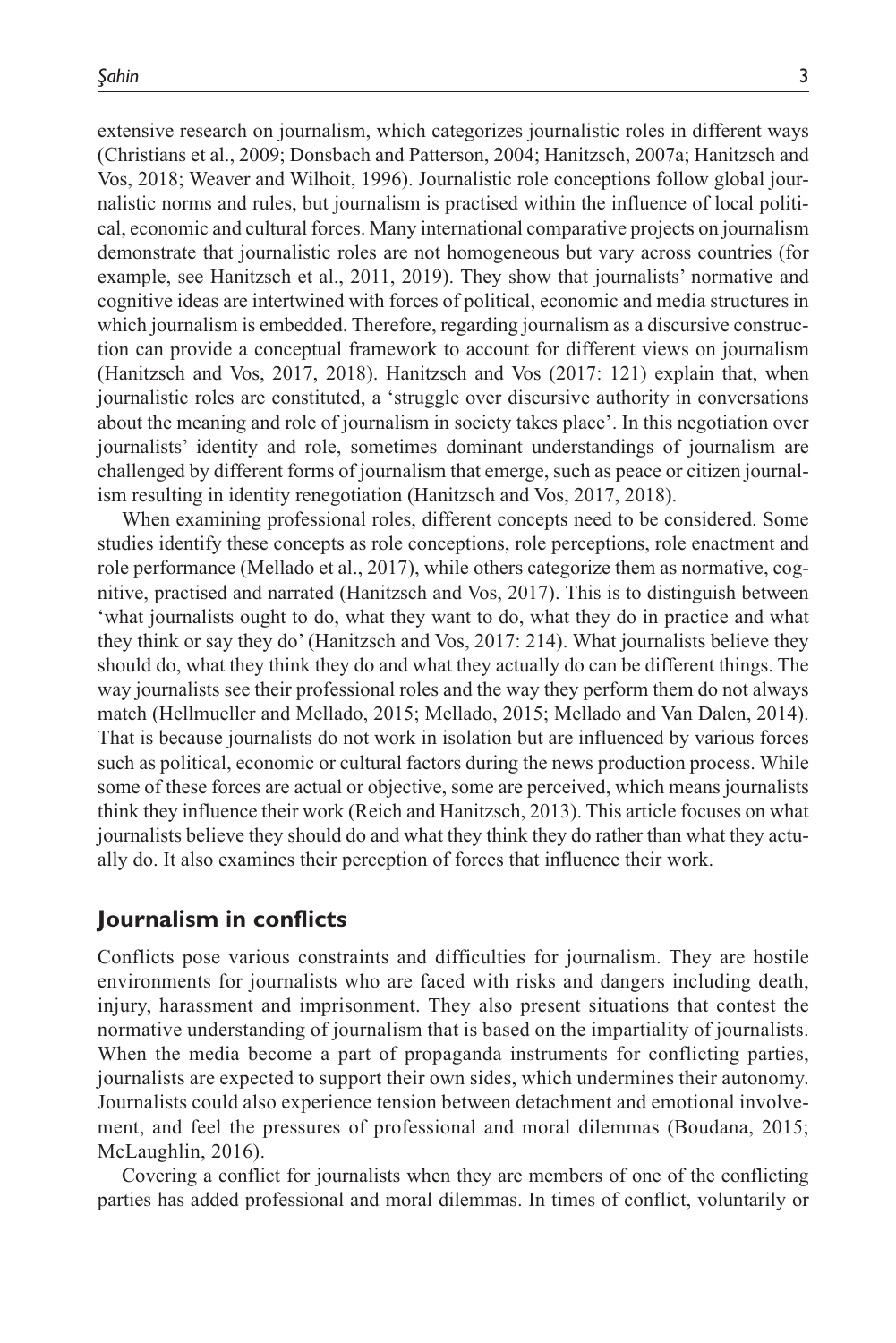extensive research on journalism, which categorizes journalistic roles in different ways (Christians et al., 2009; Donsbach and Patterson, 2004; Hanitzsch, 2007a; Hanitzsch and Vos, 2018; Weaver and Wilhoit, 1996). Journalistic role conceptions follow global journalistic norms and rules, but journalism is practised within the influence of local political, economic and cultural forces. Many international comparative projects on journalism demonstrate that journalistic roles are not homogeneous but vary across countries (for example, see Hanitzsch et al., 2011, 2019). They show that journalists' normative and cognitive ideas are intertwined with forces of political, economic and media structures in which journalism is embedded. Therefore, regarding journalism as a discursive construction can provide a conceptual framework to account for different views on journalism (Hanitzsch and Vos, 2017, 2018). Hanitzsch and Vos (2017: 121) explain that, when journalistic roles are constituted, a 'struggle over discursive authority in conversations about the meaning and role of journalism in society takes place'. In this negotiation over journalists' identity and role, sometimes dominant understandings of journalism are challenged by different forms of journalism that emerge, such as peace or citizen journalism resulting in identity renegotiation (Hanitzsch and Vos, 2017, 2018).

When examining professional roles, different concepts need to be considered. Some studies identify these concepts as role conceptions, role perceptions, role enactment and role performance (Mellado et al., 2017), while others categorize them as normative, cognitive, practised and narrated (Hanitzsch and Vos, 2017). This is to distinguish between 'what journalists ought to do, what they want to do, what they do in practice and what they think or say they do' (Hanitzsch and Vos, 2017: 214). What journalists believe they should do, what they think they do and what they actually do can be different things. The way journalists see their professional roles and the way they perform them do not always match (Hellmueller and Mellado, 2015; Mellado, 2015; Mellado and Van Dalen, 2014). That is because journalists do not work in isolation but are influenced by various forces such as political, economic or cultural factors during the news production process. While some of these forces are actual or objective, some are perceived, which means journalists think they influence their work (Reich and Hanitzsch, 2013). This article focuses on what journalists believe they should do and what they think they do rather than what they actually do. It also examines their perception of forces that influence their work.

## Journalism in conflicts

Conflicts pose various constraints and difficulties for journalism. They are hostile environments for journalists who are faced with risks and dangers including death, injury, harassment and imprisonment. They also present situations that contest the normative understanding of journalism that is based on the impartiality of journalists. When the media become a part of propaganda instruments for conflicting parties, journalists are expected to support their own sides, which undermines their autonomy. Journalists could also experience tension between detachment and emotional involvement, and feel the pressures of professional and moral dilemmas (Boudana, 2015; McLaughlin, 2016).

Covering a conflict for journalists when they are members of one of the conflicting parties has added professional and moral dilemmas. In times of conflict, voluntarily or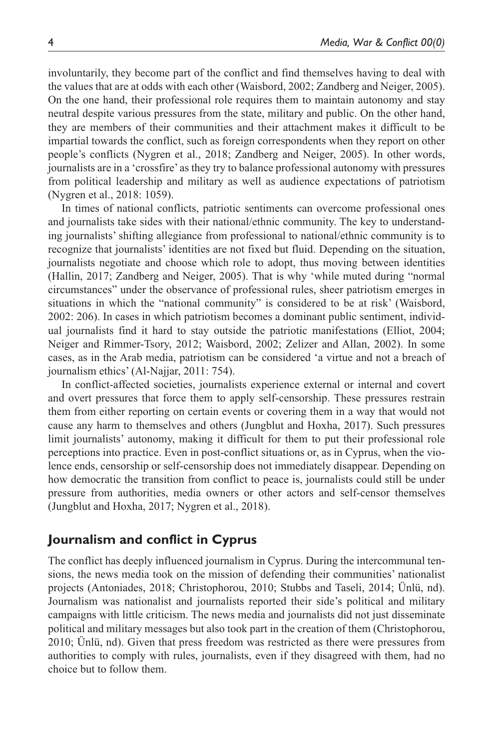involuntarily, they become part of the conflict and find themselves having to deal with the values that are at odds with each other (Waisbord, 2002; Zandberg and Neiger, 2005). On the one hand, their professional role requires them to maintain autonomy and stay neutral despite various pressures from the state, military and public. On the other hand, they are members of their communities and their attachment makes it difficult to be impartial towards the conflict, such as foreign correspondents when they report on other people's conflicts (Nygren et al., 2018; Zandberg and Neiger, 2005). In other words, journalists are in a 'crossfire' as they try to balance professional autonomy with pressures from political leadership and military as well as audience expectations of patriotism (Nygren et al., 2018: 1059).

In times of national conflicts, patriotic sentiments can overcome professional ones and journalists take sides with their national/ethnic community. The key to understanding journalists' shifting allegiance from professional to national/ethnic community is to recognize that journalists' identities are not fixed but fluid. Depending on the situation, journalists negotiate and choose which role to adopt, thus moving between identities (Hallin, 2017; Zandberg and Neiger, 2005). That is why 'while muted during "normal circumstances" under the observance of professional rules, sheer patriotism emerges in situations in which the "national community" is considered to be at risk' (Waisbord, 2002: 206). In cases in which patriotism becomes a dominant public sentiment, individual journalists find it hard to stay outside the patriotic manifestations (Elliot, 2004; Neiger and Rimmer-Tsory, 2012; Waisbord, 2002; Zelizer and Allan, 2002). In some cases, as in the Arab media, patriotism can be considered 'a virtue and not a breach of journalism ethics' (Al-Najjar, 2011: 754).

In conflict-affected societies, journalists experience external or internal and covert and overt pressures that force them to apply self-censorship. These pressures restrain them from either reporting on certain events or covering them in a way that would not cause any harm to themselves and others (Jungblut and Hoxha, 2017). Such pressures limit journalists' autonomy, making it difficult for them to put their professional role perceptions into practice. Even in post-conflict situations or, as in Cyprus, when the violence ends, censorship or self-censorship does not immediately disappear. Depending on how democratic the transition from conflict to peace is, journalists could still be under pressure from authorities, media owners or other actors and self-censor themselves (Jungblut and Hoxha, 2017; Nygren et al., 2018).

## Journalism and conflict in Cyprus

The conflict has deeply influenced journalism in Cyprus. During the intercommunal tensions, the news media took on the mission of defending their communities' nationalist projects (Antoniades, 2018; Christophorou, 2010; Stubbs and Taseli, 2014; Ünlü, nd). Journalism was nationalist and journalists reported their side's political and military campaigns with little criticism. The news media and journalists did not just disseminate political and military messages but also took part in the creation of them (Christophorou, 2010; Ünlü, nd). Given that press freedom was restricted as there were pressures from authorities to comply with rules, journalists, even if they disagreed with them, had no choice but to follow them.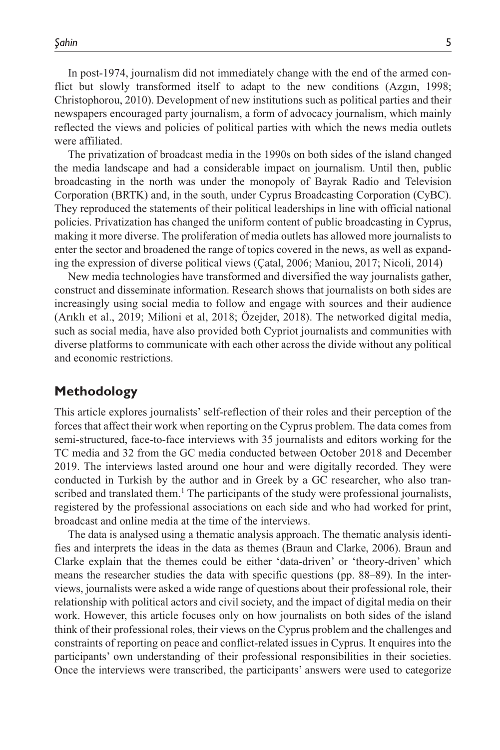In post-1974, journalism did not immediately change with the end of the armed conflict but slowly transformed itself to adapt to the new conditions (Azgın, 1998; Christophorou, 2010). Development of new institutions such as political parties and their newspapers encouraged party journalism, a form of advocacy journalism, which mainly reflected the views and policies of political parties with which the news media outlets were affiliated.

The privatization of broadcast media in the 1990s on both sides of the island changed the media landscape and had a considerable impact on journalism. Until then, public broadcasting in the north was under the monopoly of Bayrak Radio and Television Corporation (BRTK) and, in the south, under Cyprus Broadcasting Corporation (CyBC). They reproduced the statements of their political leaderships in line with official national policies. Privatization has changed the uniform content of public broadcasting in Cyprus, making it more diverse. The proliferation of media outlets has allowed more journalists to enter the sector and broadened the range of topics covered in the news, as well as expanding the expression of diverse political views (Çatal, 2006; Maniou, 2017; Nicoli, 2014)

New media technologies have transformed and diversified the way journalists gather, construct and disseminate information. Research shows that journalists on both sides are increasingly using social media to follow and engage with sources and their audience (Arıklı et al., 2019; Milioni et al, 2018; Özejder, 2018). The networked digital media, such as social media, have also provided both Cypriot journalists and communities with diverse platforms to communicate with each other across the divide without any political and economic restrictions.

## Methodology

This article explores journalists' self-reflection of their roles and their perception of the forces that affect their work when reporting on the Cyprus problem. The data comes from semi-structured, face-to-face interviews with 35 journalists and editors working for the TC media and 32 from the GC media conducted between October 2018 and December 2019. The interviews lasted around one hour and were digitally recorded. They were conducted in Turkish by the author and in Greek by a GC researcher, who also transcribed and translated them.[1] The participants of the study were professional journalists, registered by the professional associations on each side and who had worked for print, broadcast and online media at the time of the interviews.

The data is analysed using a thematic analysis approach. The thematic analysis identifies and interprets the ideas in the data as themes (Braun and Clarke, 2006). Braun and Clarke explain that the themes could be either 'data-driven' or 'theory-driven' which means the researcher studies the data with specific questions (pp. 88–89). In the interviews, journalists were asked a wide range of questions about their professional role, their relationship with political actors and civil society, and the impact of digital media on their work. However, this article focuses only on how journalists on both sides of the island think of their professional roles, their views on the Cyprus problem and the challenges and constraints of reporting on peace and conflict-related issues in Cyprus. It enquires into the participants' own understanding of their professional responsibilities in their societies. Once the interviews were transcribed, the participants' answers were used to categorize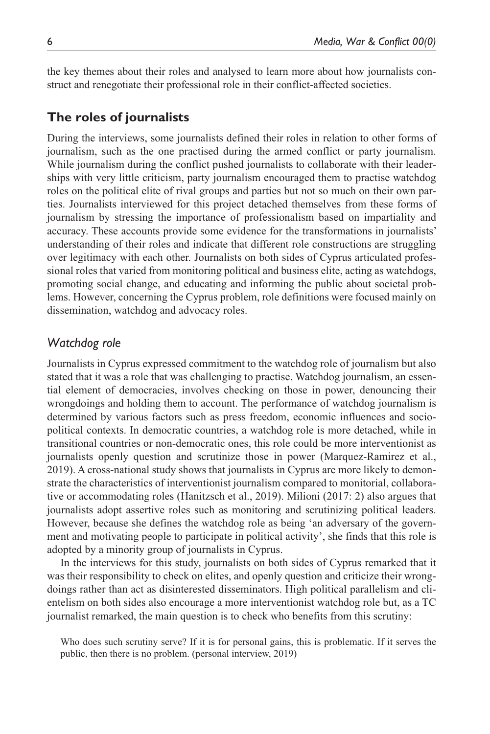the key themes about their roles and analysed to learn more about how journalists construct and renegotiate their professional role in their conflict-affected societies.

## The roles of journalists

During the interviews, some journalists defined their roles in relation to other forms of journalism, such as the one practised during the armed conflict or party journalism. While journalism during the conflict pushed journalists to collaborate with their leaderships with very little criticism, party journalism encouraged them to practise watchdog roles on the political elite of rival groups and parties but not so much on their own parties. Journalists interviewed for this project detached themselves from these forms of journalism by stressing the importance of professionalism based on impartiality and accuracy. These accounts provide some evidence for the transformations in journalists' understanding of their roles and indicate that different role constructions are struggling over legitimacy with each other. Journalists on both sides of Cyprus articulated professional roles that varied from monitoring political and business elite, acting as watchdogs, promoting social change, and educating and informing the public about societal problems. However, concerning the Cyprus problem, role definitions were focused mainly on dissemination, watchdog and advocacy roles.

### *Watchdog role*

Journalists in Cyprus expressed commitment to the watchdog role of journalism but also stated that it was a role that was challenging to practise. Watchdog journalism, an essential element of democracies, involves checking on those in power, denouncing their wrongdoings and holding them to account. The performance of watchdog journalism is determined by various factors such as press freedom, economic influences and socio-political contexts. In democratic countries, a watchdog role is more detached, while in transitional countries or non-democratic ones, this role could be more interventionist as journalists openly question and scrutinize those in power (Marquez-Ramirez et al., 2019). A cross-national study shows that journalists in Cyprus are more likely to demonstrate the characteristics of interventionist journalism compared to monitorial, collaborative or accommodating roles (Hanitzsch et al., 2019). Milioni (2017: 2) also argues that journalists adopt assertive roles such as monitoring and scrutinizing political leaders. However, because she defines the watchdog role as being 'an adversary of the government and motivating people to participate in political activity', she finds that this role is adopted by a minority group of journalists in Cyprus.

In the interviews for this study, journalists on both sides of Cyprus remarked that it was their responsibility to check on elites, and openly question and criticize their wrongdoings rather than act as disinterested disseminators. High political parallelism and clientelism on both sides also encourage a more interventionist watchdog role but, as a TC journalist remarked, the main question is to check who benefits from this scrutiny:

> Who does such scrutiny serve? If it is for personal gains, this is problematic. If it serves the public, then there is no problem. (personal interview, 2019)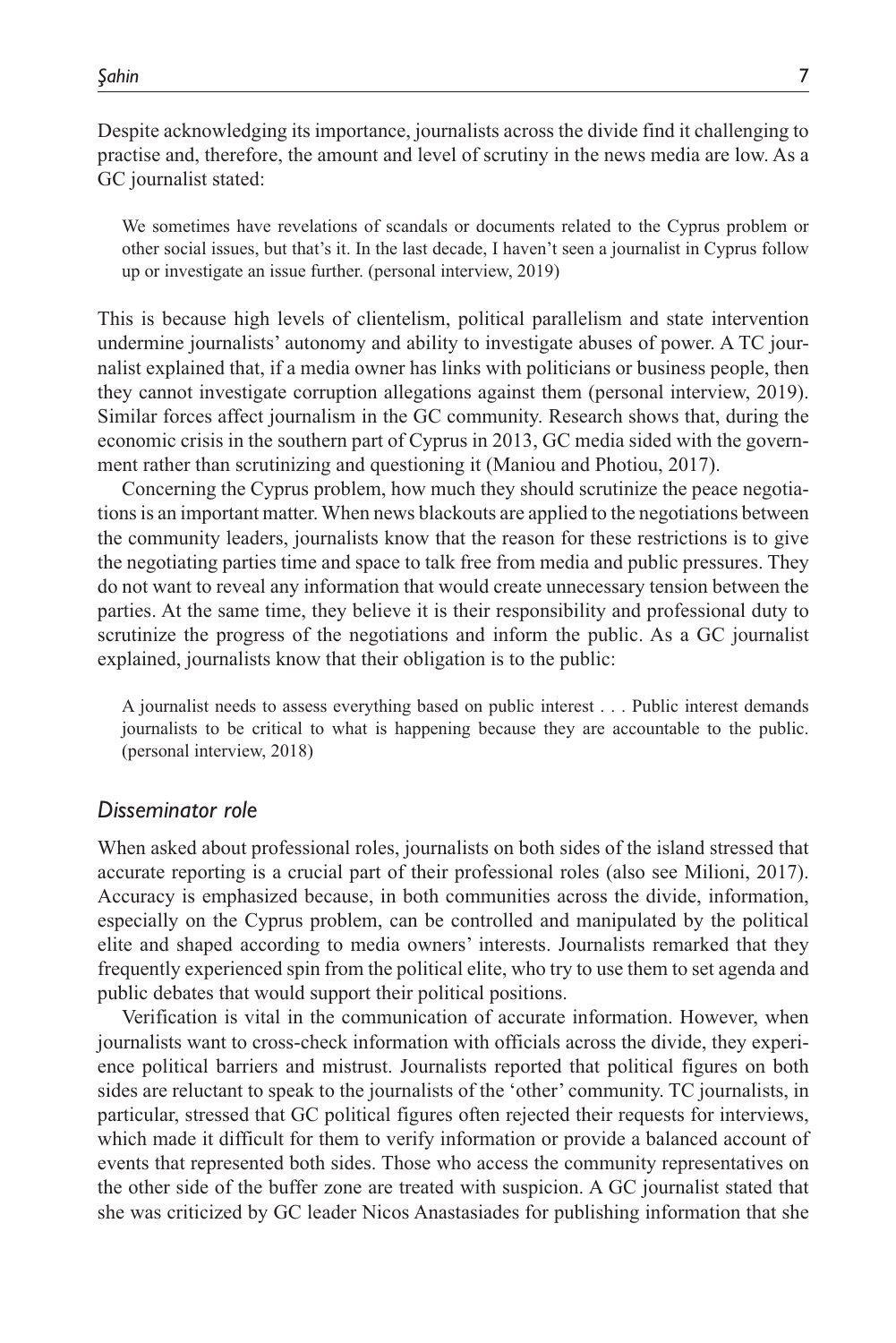Despite acknowledging its importance, journalists across the divide find it challenging to practise and, therefore, the amount and level of scrutiny in the news media are low. As a GC journalist stated:

> We sometimes have revelations of scandals or documents related to the Cyprus problem or other social issues, but that's it. In the last decade, I haven't seen a journalist in Cyprus follow up or investigate an issue further. (personal interview, 2019)

This is because high levels of clientelism, political parallelism and state intervention undermine journalists' autonomy and ability to investigate abuses of power. A TC journalist explained that, if a media owner has links with politicians or business people, then they cannot investigate corruption allegations against them (personal interview, 2019). Similar forces affect journalism in the GC community. Research shows that, during the economic crisis in the southern part of Cyprus in 2013, GC media sided with the government rather than scrutinizing and questioning it (Maniou and Photiou, 2017).

Concerning the Cyprus problem, how much they should scrutinize the peace negotiations is an important matter. When news blackouts are applied to the negotiations between the community leaders, journalists know that the reason for these restrictions is to give the negotiating parties time and space to talk free from media and public pressures. They do not want to reveal any information that would create unnecessary tension between the parties. At the same time, they believe it is their responsibility and professional duty to scrutinize the progress of the negotiations and inform the public. As a GC journalist explained, journalists know that their obligation is to the public:

> A journalist needs to assess everything based on public interest . . . Public interest demands journalists to be critical to what is happening because they are accountable to the public. (personal interview, 2018)

### *Disseminator role*

When asked about professional roles, journalists on both sides of the island stressed that accurate reporting is a crucial part of their professional roles (also see Milioni, 2017). Accuracy is emphasized because, in both communities across the divide, information, especially on the Cyprus problem, can be controlled and manipulated by the political elite and shaped according to media owners' interests. Journalists remarked that they frequently experienced spin from the political elite, who try to use them to set agenda and public debates that would support their political positions.

Verification is vital in the communication of accurate information. However, when journalists want to cross-check information with officials across the divide, they experience political barriers and mistrust. Journalists reported that political figures on both sides are reluctant to speak to the journalists of the 'other' community. TC journalists, in particular, stressed that GC political figures often rejected their requests for interviews, which made it difficult for them to verify information or provide a balanced account of events that represented both sides. Those who access the community representatives on the other side of the buffer zone are treated with suspicion. A GC journalist stated that she was criticized by GC leader Nicos Anastasiades for publishing information that she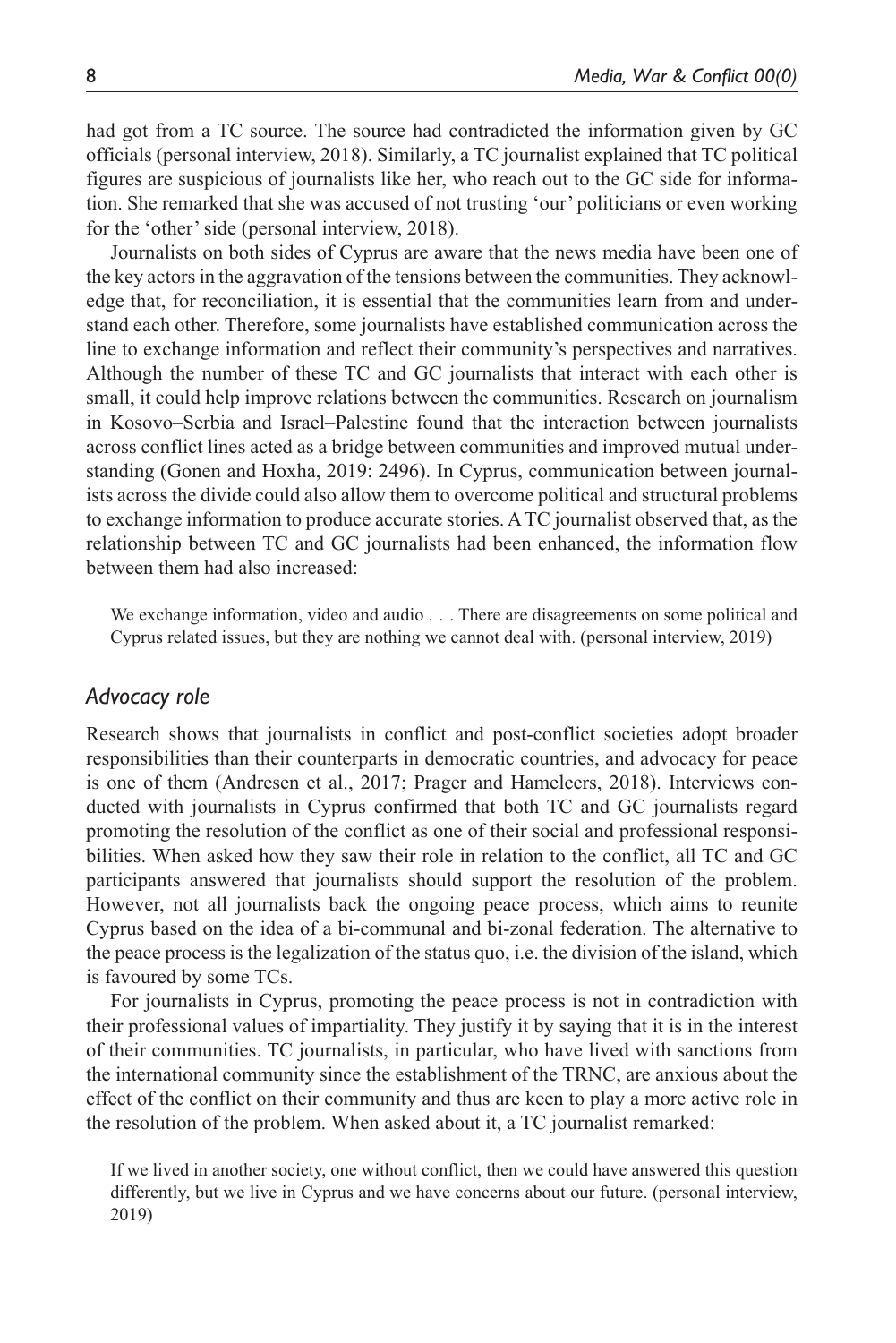had got from a TC source. The source had contradicted the information given by GC officials (personal interview, 2018). Similarly, a TC journalist explained that TC political figures are suspicious of journalists like her, who reach out to the GC side for information. She remarked that she was accused of not trusting 'our' politicians or even working for the 'other' side (personal interview, 2018).

Journalists on both sides of Cyprus are aware that the news media have been one of the key actors in the aggravation of the tensions between the communities. They acknowledge that, for reconciliation, it is essential that the communities learn from and understand each other. Therefore, some journalists have established communication across the line to exchange information and reflect their community's perspectives and narratives. Although the number of these TC and GC journalists that interact with each other is small, it could help improve relations between the communities. Research on journalism in Kosovo–Serbia and Israel–Palestine found that the interaction between journalists across conflict lines acted as a bridge between communities and improved mutual understanding (Gonen and Hoxha, 2019: 2496). In Cyprus, communication between journalists across the divide could also allow them to overcome political and structural problems to exchange information to produce accurate stories. A TC journalist observed that, as the relationship between TC and GC journalists had been enhanced, the information flow between them had also increased:

> We exchange information, video and audio . . . There are disagreements on some political and Cyprus related issues, but they are nothing we cannot deal with. (personal interview, 2019)

## *Advocacy role*

Research shows that journalists in conflict and post-conflict societies adopt broader responsibilities than their counterparts in democratic countries, and advocacy for peace is one of them (Andresen et al., 2017; Prager and Hameleers, 2018). Interviews conducted with journalists in Cyprus confirmed that both TC and GC journalists regard promoting the resolution of the conflict as one of their social and professional responsibilities. When asked how they saw their role in relation to the conflict, all TC and GC participants answered that journalists should support the resolution of the problem. However, not all journalists back the ongoing peace process, which aims to reunite Cyprus based on the idea of a bi-communal and bi-zonal federation. The alternative to the peace process is the legalization of the status quo, i.e. the division of the island, which is favoured by some TCs.

For journalists in Cyprus, promoting the peace process is not in contradiction with their professional values of impartiality. They justify it by saying that it is in the interest of their communities. TC journalists, in particular, who have lived with sanctions from the international community since the establishment of the TRNC, are anxious about the effect of the conflict on their community and thus are keen to play a more active role in the resolution of the problem. When asked about it, a TC journalist remarked:

> If we lived in another society, one without conflict, then we could have answered this question differently, but we live in Cyprus and we have concerns about our future. (personal interview, 2019)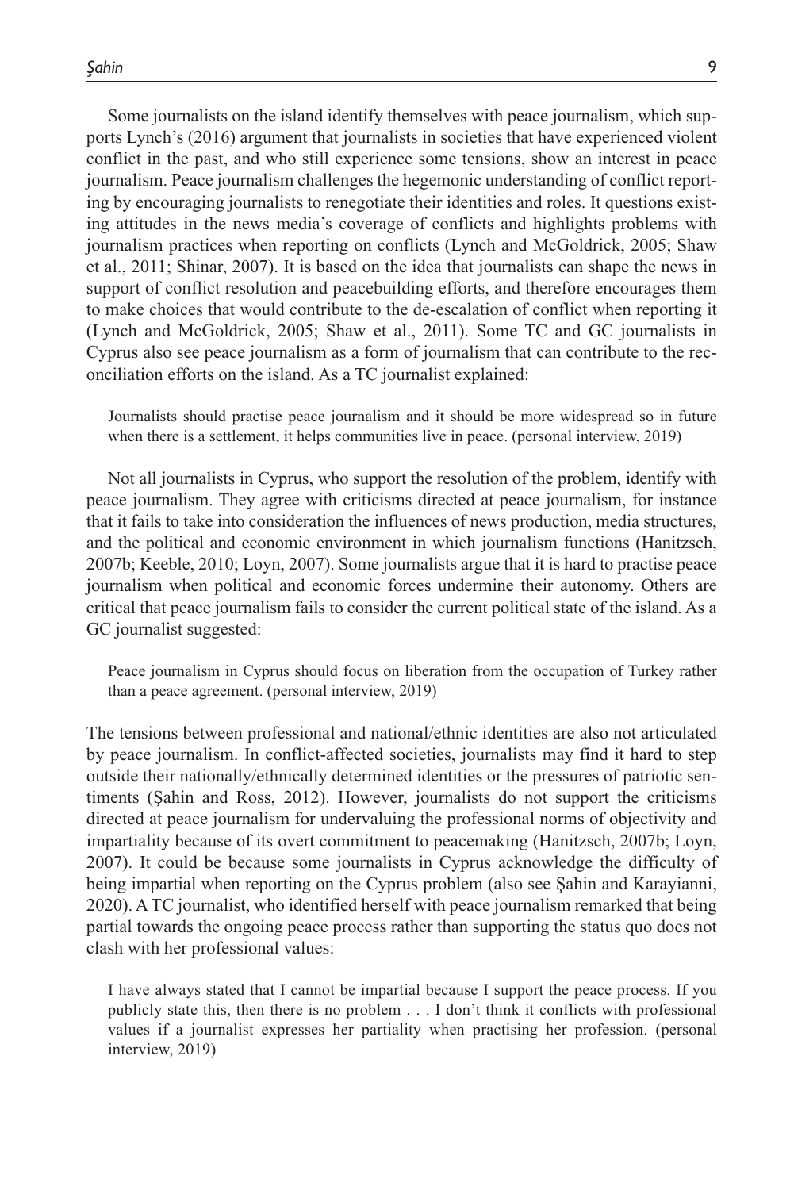Some journalists on the island identify themselves with peace journalism, which supports Lynch's (2016) argument that journalists in societies that have experienced violent conflict in the past, and who still experience some tensions, show an interest in peace journalism. Peace journalism challenges the hegemonic understanding of conflict reporting by encouraging journalists to renegotiate their identities and roles. It questions existing attitudes in the news media's coverage of conflicts and highlights problems with journalism practices when reporting on conflicts (Lynch and McGoldrick, 2005; Shaw et al., 2011; Shinar, 2007). It is based on the idea that journalists can shape the news in support of conflict resolution and peacebuilding efforts, and therefore encourages them to make choices that would contribute to the de-escalation of conflict when reporting it (Lynch and McGoldrick, 2005; Shaw et al., 2011). Some TC and GC journalists in Cyprus also see peace journalism as a form of journalism that can contribute to the reconciliation efforts on the island. As a TC journalist explained:

> Journalists should practise peace journalism and it should be more widespread so in future when there is a settlement, it helps communities live in peace. (personal interview, 2019)

Not all journalists in Cyprus, who support the resolution of the problem, identify with peace journalism. They agree with criticisms directed at peace journalism, for instance that it fails to take into consideration the influences of news production, media structures, and the political and economic environment in which journalism functions (Hanitzsch, 2007b; Keeble, 2010; Loyn, 2007). Some journalists argue that it is hard to practise peace journalism when political and economic forces undermine their autonomy. Others are critical that peace journalism fails to consider the current political state of the island. As a GC journalist suggested:

> Peace journalism in Cyprus should focus on liberation from the occupation of Turkey rather than a peace agreement. (personal interview, 2019)

The tensions between professional and national/ethnic identities are also not articulated by peace journalism. In conflict-affected societies, journalists may find it hard to step outside their nationally/ethnically determined identities or the pressures of patriotic sentiments (Şahin and Ross, 2012). However, journalists do not support the criticisms directed at peace journalism for undervaluing the professional norms of objectivity and impartiality because of its overt commitment to peacemaking (Hanitzsch, 2007b; Loyn, 2007). It could be because some journalists in Cyprus acknowledge the difficulty of being impartial when reporting on the Cyprus problem (also see Şahin and Karayianni, 2020). A TC journalist, who identified herself with peace journalism remarked that being partial towards the ongoing peace process rather than supporting the status quo does not clash with her professional values:

> I have always stated that I cannot be impartial because I support the peace process. If you publicly state this, then there is no problem . . . I don't think it conflicts with professional values if a journalist expresses her partiality when practising her profession. (personal interview, 2019)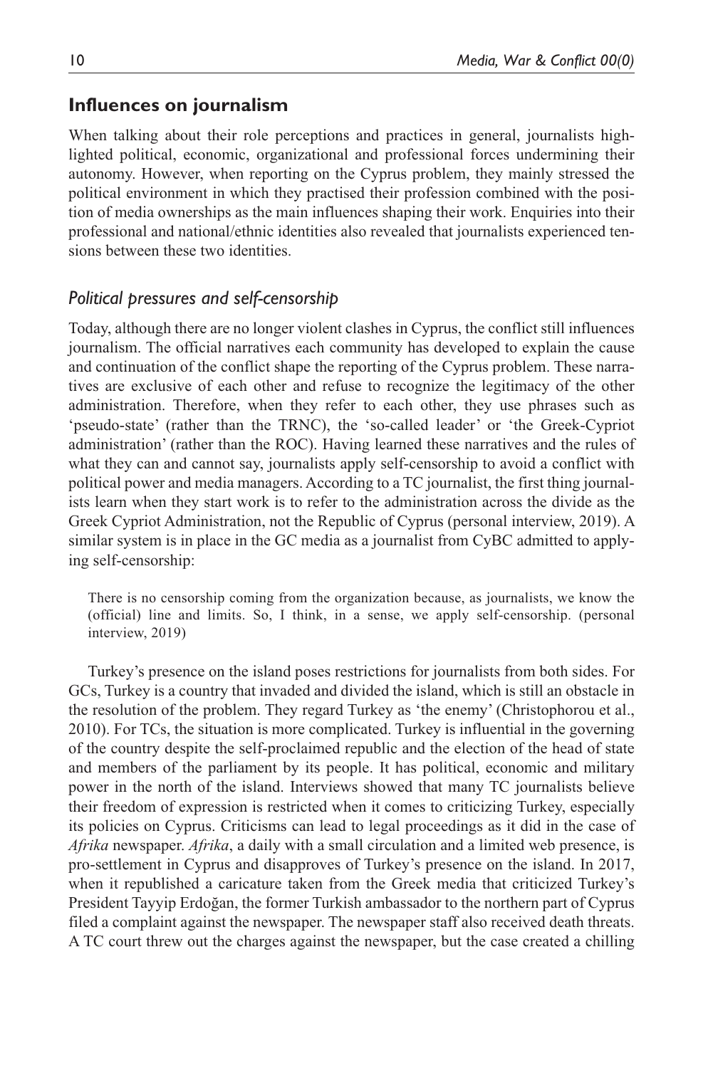## Influences on journalism

When talking about their role perceptions and practices in general, journalists highlighted political, economic, organizational and professional forces undermining their autonomy. However, when reporting on the Cyprus problem, they mainly stressed the political environment in which they practised their profession combined with the position of media ownerships as the main influences shaping their work. Enquiries into their professional and national/ethnic identities also revealed that journalists experienced tensions between these two identities.

### *Political pressures and self-censorship*

Today, although there are no longer violent clashes in Cyprus, the conflict still influences journalism. The official narratives each community has developed to explain the cause and continuation of the conflict shape the reporting of the Cyprus problem. These narratives are exclusive of each other and refuse to recognize the legitimacy of the other administration. Therefore, when they refer to each other, they use phrases such as 'pseudo-state' (rather than the TRNC), the 'so-called leader' or 'the Greek-Cypriot administration' (rather than the ROC). Having learned these narratives and the rules of what they can and cannot say, journalists apply self-censorship to avoid a conflict with political power and media managers. According to a TC journalist, the first thing journalists learn when they start work is to refer to the administration across the divide as the Greek Cypriot Administration, not the Republic of Cyprus (personal interview, 2019). A similar system is in place in the GC media as a journalist from CyBC admitted to applying self-censorship:

> There is no censorship coming from the organization because, as journalists, we know the (official) line and limits. So, I think, in a sense, we apply self-censorship. (personal interview, 2019)

Turkey's presence on the island poses restrictions for journalists from both sides. For GCs, Turkey is a country that invaded and divided the island, which is still an obstacle in the resolution of the problem. They regard Turkey as 'the enemy' (Christophorou et al., 2010). For TCs, the situation is more complicated. Turkey is influential in the governing of the country despite the self-proclaimed republic and the election of the head of state and members of the parliament by its people. It has political, economic and military power in the north of the island. Interviews showed that many TC journalists believe their freedom of expression is restricted when it comes to criticizing Turkey, especially its policies on Cyprus. Criticisms can lead to legal proceedings as it did in the case of *Afrika* newspaper. *Afrika*, a daily with a small circulation and a limited web presence, is pro-settlement in Cyprus and disapproves of Turkey's presence on the island. In 2017, when it republished a caricature taken from the Greek media that criticized Turkey's President Tayyip Erdoğan, the former Turkish ambassador to the northern part of Cyprus filed a complaint against the newspaper. The newspaper staff also received death threats. A TC court threw out the charges against the newspaper, but the case created a chilling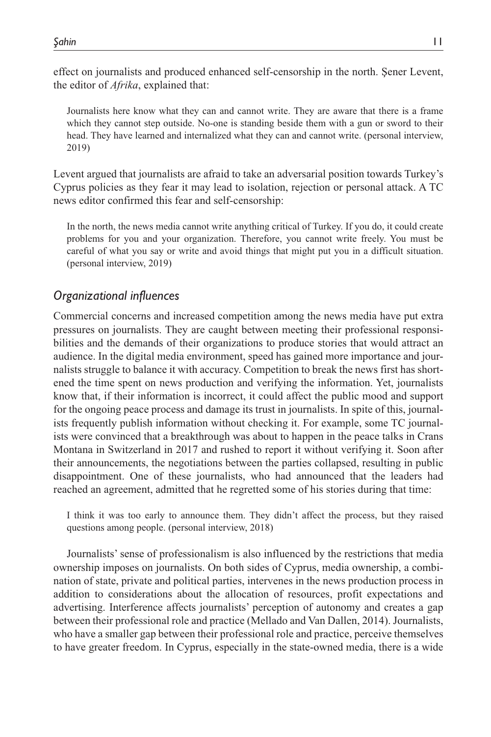effect on journalists and produced enhanced self-censorship in the north. Şener Levent, the editor of *Afrika*, explained that:

> Journalists here know what they can and cannot write. They are aware that there is a frame which they cannot step outside. No-one is standing beside them with a gun or sword to their head. They have learned and internalized what they can and cannot write. (personal interview, 2019)

Levent argued that journalists are afraid to take an adversarial position towards Turkey's Cyprus policies as they fear it may lead to isolation, rejection or personal attack. A TC news editor confirmed this fear and self-censorship:

> In the north, the news media cannot write anything critical of Turkey. If you do, it could create problems for you and your organization. Therefore, you cannot write freely. You must be careful of what you say or write and avoid things that might put you in a difficult situation. (personal interview, 2019)

## *Organizational influences*

Commercial concerns and increased competition among the news media have put extra pressures on journalists. They are caught between meeting their professional responsibilities and the demands of their organizations to produce stories that would attract an audience. In the digital media environment, speed has gained more importance and journalists struggle to balance it with accuracy. Competition to break the news first has shortened the time spent on news production and verifying the information. Yet, journalists know that, if their information is incorrect, it could affect the public mood and support for the ongoing peace process and damage its trust in journalists. In spite of this, journalists frequently publish information without checking it. For example, some TC journalists were convinced that a breakthrough was about to happen in the peace talks in Crans Montana in Switzerland in 2017 and rushed to report it without verifying it. Soon after their announcements, the negotiations between the parties collapsed, resulting in public disappointment. One of these journalists, who had announced that the leaders had reached an agreement, admitted that he regretted some of his stories during that time:

> I think it was too early to announce them. They didn't affect the process, but they raised questions among people. (personal interview, 2018)

Journalists' sense of professionalism is also influenced by the restrictions that media ownership imposes on journalists. On both sides of Cyprus, media ownership, a combination of state, private and political parties, intervenes in the news production process in addition to considerations about the allocation of resources, profit expectations and advertising. Interference affects journalists' perception of autonomy and creates a gap between their professional role and practice (Mellado and Van Dallen, 2014). Journalists, who have a smaller gap between their professional role and practice, perceive themselves to have greater freedom. In Cyprus, especially in the state-owned media, there is a wide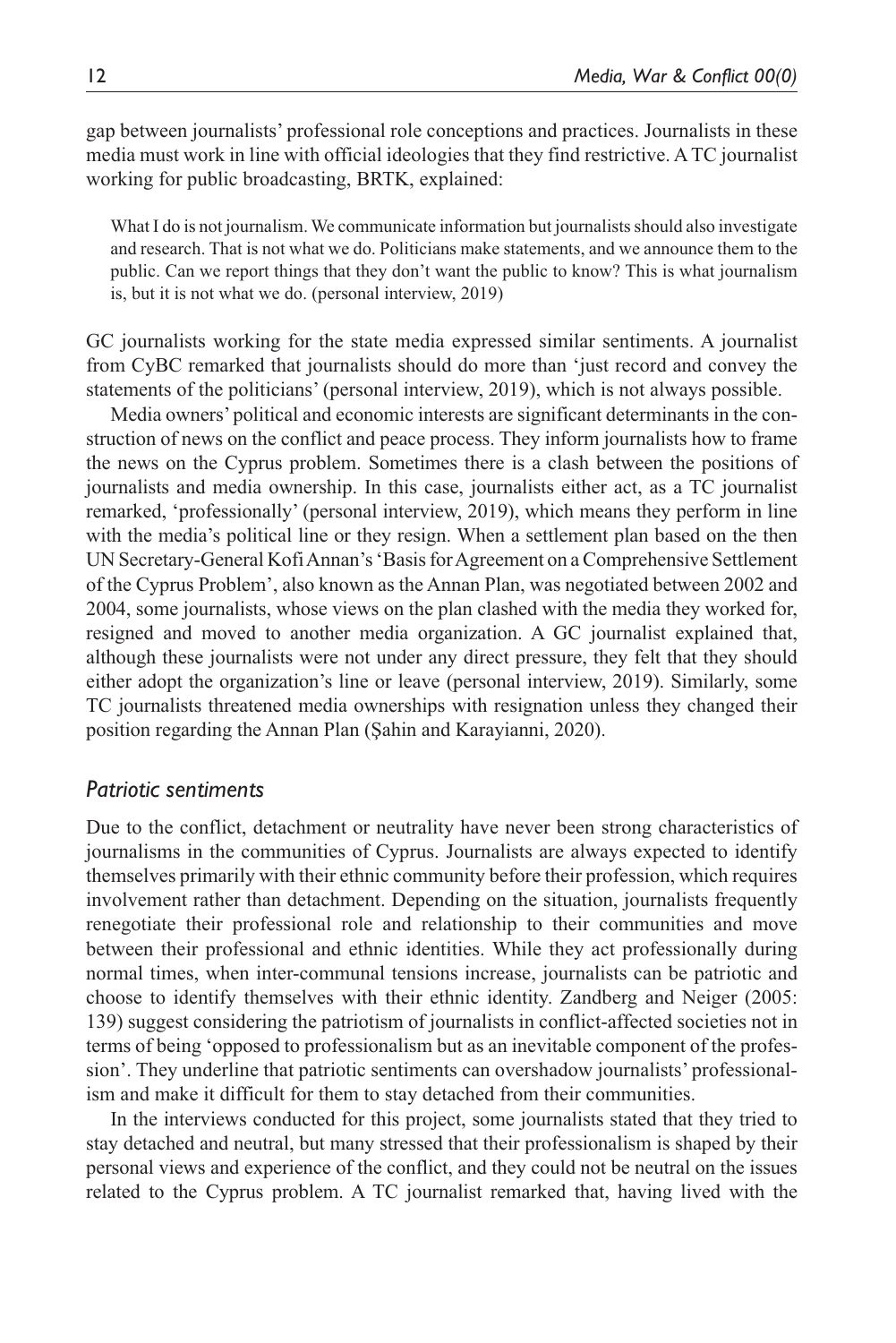gap between journalists' professional role conceptions and practices. Journalists in these media must work in line with official ideologies that they find restrictive. A TC journalist working for public broadcasting, BRTK, explained:

> What I do is not journalism. We communicate information but journalists should also investigate and research. That is not what we do. Politicians make statements, and we announce them to the public. Can we report things that they don't want the public to know? This is what journalism is, but it is not what we do. (personal interview, 2019)

GC journalists working for the state media expressed similar sentiments. A journalist from CyBC remarked that journalists should do more than 'just record and convey the statements of the politicians' (personal interview, 2019), which is not always possible.

Media owners' political and economic interests are significant determinants in the construction of news on the conflict and peace process. They inform journalists how to frame the news on the Cyprus problem. Sometimes there is a clash between the positions of journalists and media ownership. In this case, journalists either act, as a TC journalist remarked, 'professionally' (personal interview, 2019), which means they perform in line with the media's political line or they resign. When a settlement plan based on the then UN Secretary-General Kofi Annan's 'Basis for Agreement on a Comprehensive Settlement of the Cyprus Problem', also known as the Annan Plan, was negotiated between 2002 and 2004, some journalists, whose views on the plan clashed with the media they worked for, resigned and moved to another media organization. A GC journalist explained that, although these journalists were not under any direct pressure, they felt that they should either adopt the organization's line or leave (personal interview, 2019). Similarly, some TC journalists threatened media ownerships with resignation unless they changed their position regarding the Annan Plan (Şahin and Karayianni, 2020).

### *Patriotic sentiments*

Due to the conflict, detachment or neutrality have never been strong characteristics of journalisms in the communities of Cyprus. Journalists are always expected to identify themselves primarily with their ethnic community before their profession, which requires involvement rather than detachment. Depending on the situation, journalists frequently renegotiate their professional role and relationship to their communities and move between their professional and ethnic identities. While they act professionally during normal times, when inter-communal tensions increase, journalists can be patriotic and choose to identify themselves with their ethnic identity. Zandberg and Neiger (2005: 139) suggest considering the patriotism of journalists in conflict-affected societies not in terms of being 'opposed to professionalism but as an inevitable component of the profession'. They underline that patriotic sentiments can overshadow journalists' professionalism and make it difficult for them to stay detached from their communities.

In the interviews conducted for this project, some journalists stated that they tried to stay detached and neutral, but many stressed that their professionalism is shaped by their personal views and experience of the conflict, and they could not be neutral on the issues related to the Cyprus problem. A TC journalist remarked that, having lived with the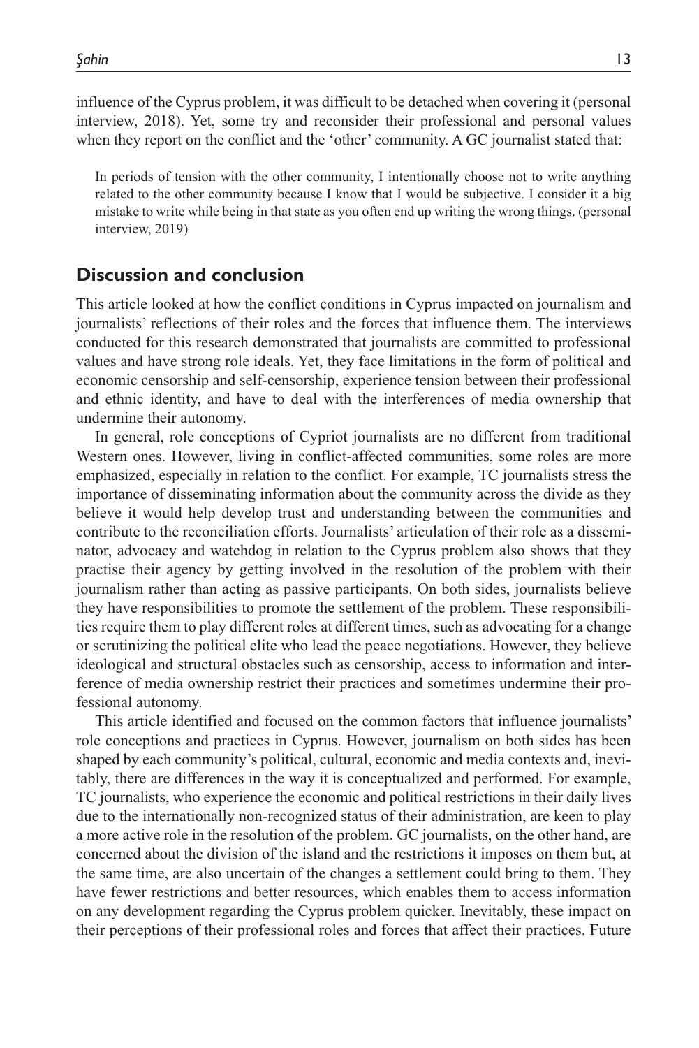influence of the Cyprus problem, it was difficult to be detached when covering it (personal interview, 2018). Yet, some try and reconsider their professional and personal values when they report on the conflict and the 'other' community. A GC journalist stated that:

> In periods of tension with the other community, I intentionally choose not to write anything related to the other community because I know that I would be subjective. I consider it a big mistake to write while being in that state as you often end up writing the wrong things. (personal interview, 2019)

## Discussion and conclusion

This article looked at how the conflict conditions in Cyprus impacted on journalism and journalists' reflections of their roles and the forces that influence them. The interviews conducted for this research demonstrated that journalists are committed to professional values and have strong role ideals. Yet, they face limitations in the form of political and economic censorship and self-censorship, experience tension between their professional and ethnic identity, and have to deal with the interferences of media ownership that undermine their autonomy.

In general, role conceptions of Cypriot journalists are no different from traditional Western ones. However, living in conflict-affected communities, some roles are more emphasized, especially in relation to the conflict. For example, TC journalists stress the importance of disseminating information about the community across the divide as they believe it would help develop trust and understanding between the communities and contribute to the reconciliation efforts. Journalists' articulation of their role as a disseminator, advocacy and watchdog in relation to the Cyprus problem also shows that they practise their agency by getting involved in the resolution of the problem with their journalism rather than acting as passive participants. On both sides, journalists believe they have responsibilities to promote the settlement of the problem. These responsibilities require them to play different roles at different times, such as advocating for a change or scrutinizing the political elite who lead the peace negotiations. However, they believe ideological and structural obstacles such as censorship, access to information and interference of media ownership restrict their practices and sometimes undermine their professional autonomy.

This article identified and focused on the common factors that influence journalists' role conceptions and practices in Cyprus. However, journalism on both sides has been shaped by each community's political, cultural, economic and media contexts and, inevitably, there are differences in the way it is conceptualized and performed. For example, TC journalists, who experience the economic and political restrictions in their daily lives due to the internationally non-recognized status of their administration, are keen to play a more active role in the resolution of the problem. GC journalists, on the other hand, are concerned about the division of the island and the restrictions it imposes on them but, at the same time, are also uncertain of the changes a settlement could bring to them. They have fewer restrictions and better resources, which enables them to access information on any development regarding the Cyprus problem quicker. Inevitably, these impact on their perceptions of their professional roles and forces that affect their practices. Future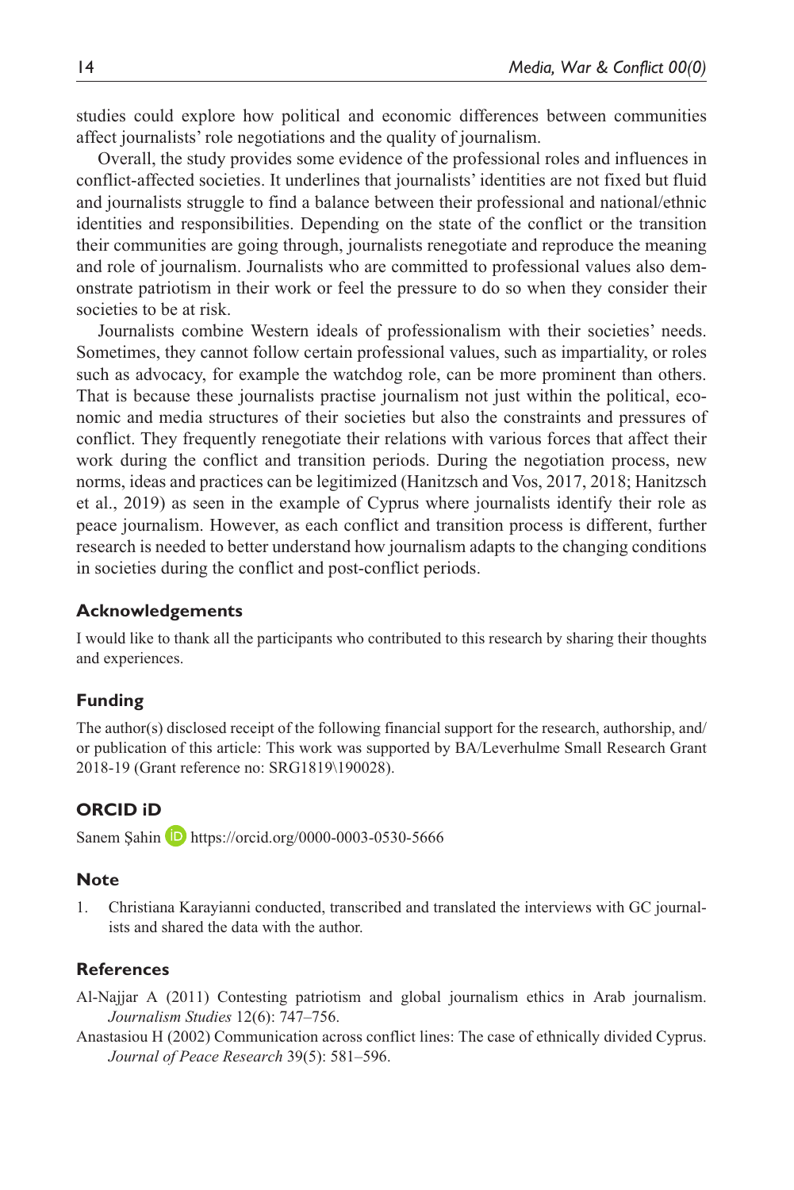studies could explore how political and economic differences between communities affect journalists' role negotiations and the quality of journalism.

Overall, the study provides some evidence of the professional roles and influences in conflict-affected societies. It underlines that journalists' identities are not fixed but fluid and journalists struggle to find a balance between their professional and national/ethnic identities and responsibilities. Depending on the state of the conflict or the transition their communities are going through, journalists renegotiate and reproduce the meaning and role of journalism. Journalists who are committed to professional values also demonstrate patriotism in their work or feel the pressure to do so when they consider their societies to be at risk.

Journalists combine Western ideals of professionalism with their societies' needs. Sometimes, they cannot follow certain professional values, such as impartiality, or roles such as advocacy, for example the watchdog role, can be more prominent than others. That is because these journalists practise journalism not just within the political, economic and media structures of their societies but also the constraints and pressures of conflict. They frequently renegotiate their relations with various forces that affect their work during the conflict and transition periods. During the negotiation process, new norms, ideas and practices can be legitimized (Hanitzsch and Vos, 2017, 2018; Hanitzsch et al., 2019) as seen in the example of Cyprus where journalists identify their role as peace journalism. However, as each conflict and transition process is different, further research is needed to better understand how journalism adapts to the changing conditions in societies during the conflict and post-conflict periods.

## Acknowledgements

I would like to thank all the participants who contributed to this research by sharing their thoughts and experiences.

## Funding

The author(s) disclosed receipt of the following financial support for the research, authorship, and/or publication of this article: This work was supported by BA/Leverhulme Small Research Grant 2018-19 (Grant reference no: SRG1819\190028).

## ORCID iD

Sanem Şahin https://orcid.org/0000-0003-0530-5666

## Note

1. Christiana Karayianni conducted, transcribed and translated the interviews with GC journalists and shared the data with the author.

## References

Al-Najjar A (2011) Contesting patriotism and global journalism ethics in Arab journalism. *Journalism Studies* 12(6): 747–756.

Anastasiou H (2002) Communication across conflict lines: The case of ethnically divided Cyprus. *Journal of Peace Research* 39(5): 581–596.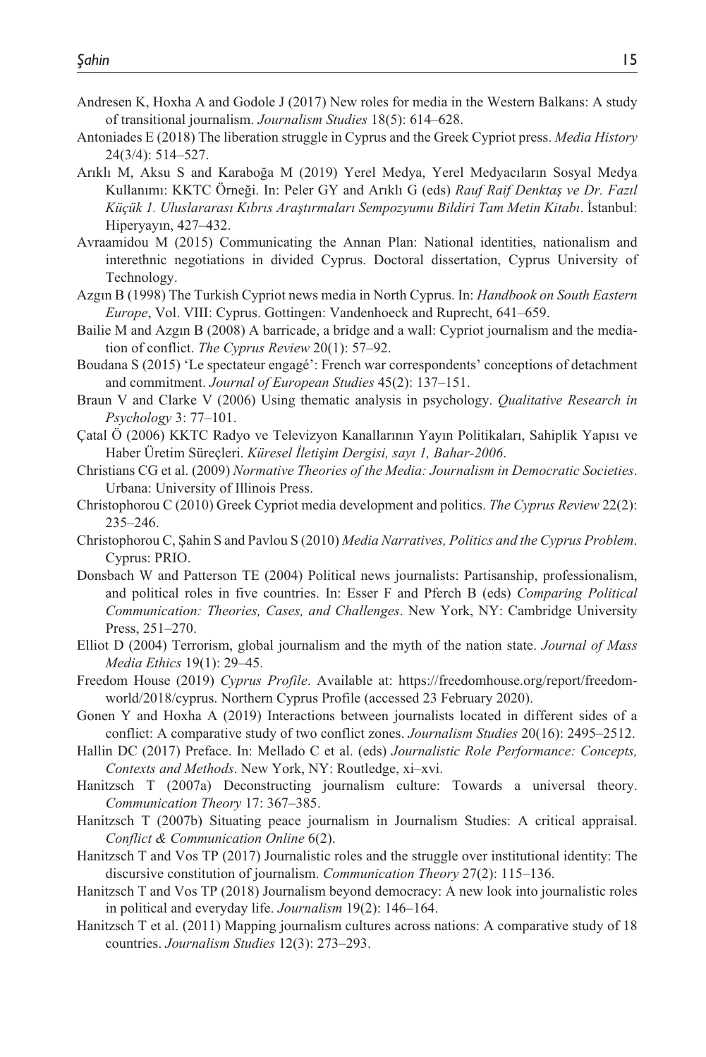Andresen K, Hoxha A and Godole J (2017) New roles for media in the Western Balkans: A study of transitional journalism. *Journalism Studies* 18(5): 614–628.

Antoniades E (2018) The liberation struggle in Cyprus and the Greek Cypriot press. *Media History* 24(3/4): 514–527.

Arıklı M, Aksu S and Karaboğa M (2019) Yerel Medya, Yerel Medyacıların Sosyal Medya Kullanımı: KKTC Örneği. In: Peler GY and Arıklı G (eds) *Rauf Raif Denktaş ve Dr. Fazıl Küçük 1. Uluslararası Kıbrıs Araştırmaları Sempozyumu Bildiri Tam Metin Kitabı*. İstanbul: Hiperyayın, 427–432.

Avraamidou M (2015) Communicating the Annan Plan: National identities, nationalism and interethnic negotiations in divided Cyprus. Doctoral dissertation, Cyprus University of Technology.

Azgın B (1998) The Turkish Cypriot news media in North Cyprus. In: *Handbook on South Eastern Europe*, Vol. VIII: Cyprus. Gottingen: Vandenhoeck and Ruprecht, 641–659.

Bailie M and Azgın B (2008) A barricade, a bridge and a wall: Cypriot journalism and the mediation of conflict. *The Cyprus Review* 20(1): 57–92.

Boudana S (2015) 'Le spectateur engagé': French war correspondents' conceptions of detachment and commitment. *Journal of European Studies* 45(2): 137–151.

Braun V and Clarke V (2006) Using thematic analysis in psychology. *Qualitative Research in Psychology* 3: 77–101.

Çatal Ö (2006) KKTC Radyo ve Televizyon Kanallarının Yayın Politikaları, Sahiplik Yapısı ve Haber Üretim Süreçleri. *Küresel İletişim Dergisi, sayı 1, Bahar-2006*.

Christians CG et al. (2009) *Normative Theories of the Media: Journalism in Democratic Societies*. Urbana: University of Illinois Press.

Christophorou C (2010) Greek Cypriot media development and politics. *The Cyprus Review* 22(2): 235–246.

Christophorou C, Şahin S and Pavlou S (2010) *Media Narratives, Politics and the Cyprus Problem*. Cyprus: PRIO.

Donsbach W and Patterson TE (2004) Political news journalists: Partisanship, professionalism, and political roles in five countries. In: Esser F and Pferch B (eds) *Comparing Political Communication: Theories, Cases, and Challenges*. New York, NY: Cambridge University Press, 251–270.

Elliot D (2004) Terrorism, global journalism and the myth of the nation state. *Journal of Mass Media Ethics* 19(1): 29–45.

Freedom House (2019) *Cyprus Profile*. Available at: https://freedomhouse.org/report/freedom-world/2018/cyprus. Northern Cyprus Profile (accessed 23 February 2020).

Gonen Y and Hoxha A (2019) Interactions between journalists located in different sides of a conflict: A comparative study of two conflict zones. *Journalism Studies* 20(16): 2495–2512.

Hallin DC (2017) Preface. In: Mellado C et al. (eds) *Journalistic Role Performance: Concepts, Contexts and Methods*. New York, NY: Routledge, xi–xvi.

Hanitzsch T (2007a) Deconstructing journalism culture: Towards a universal theory. *Communication Theory* 17: 367–385.

Hanitzsch T (2007b) Situating peace journalism in Journalism Studies: A critical appraisal. *Conflict & Communication Online* 6(2).

Hanitzsch T and Vos TP (2017) Journalistic roles and the struggle over institutional identity: The discursive constitution of journalism. *Communication Theory* 27(2): 115–136.

Hanitzsch T and Vos TP (2018) Journalism beyond democracy: A new look into journalistic roles in political and everyday life. *Journalism* 19(2): 146–164.

Hanitzsch T et al. (2011) Mapping journalism cultures across nations: A comparative study of 18 countries. *Journalism Studies* 12(3): 273–293.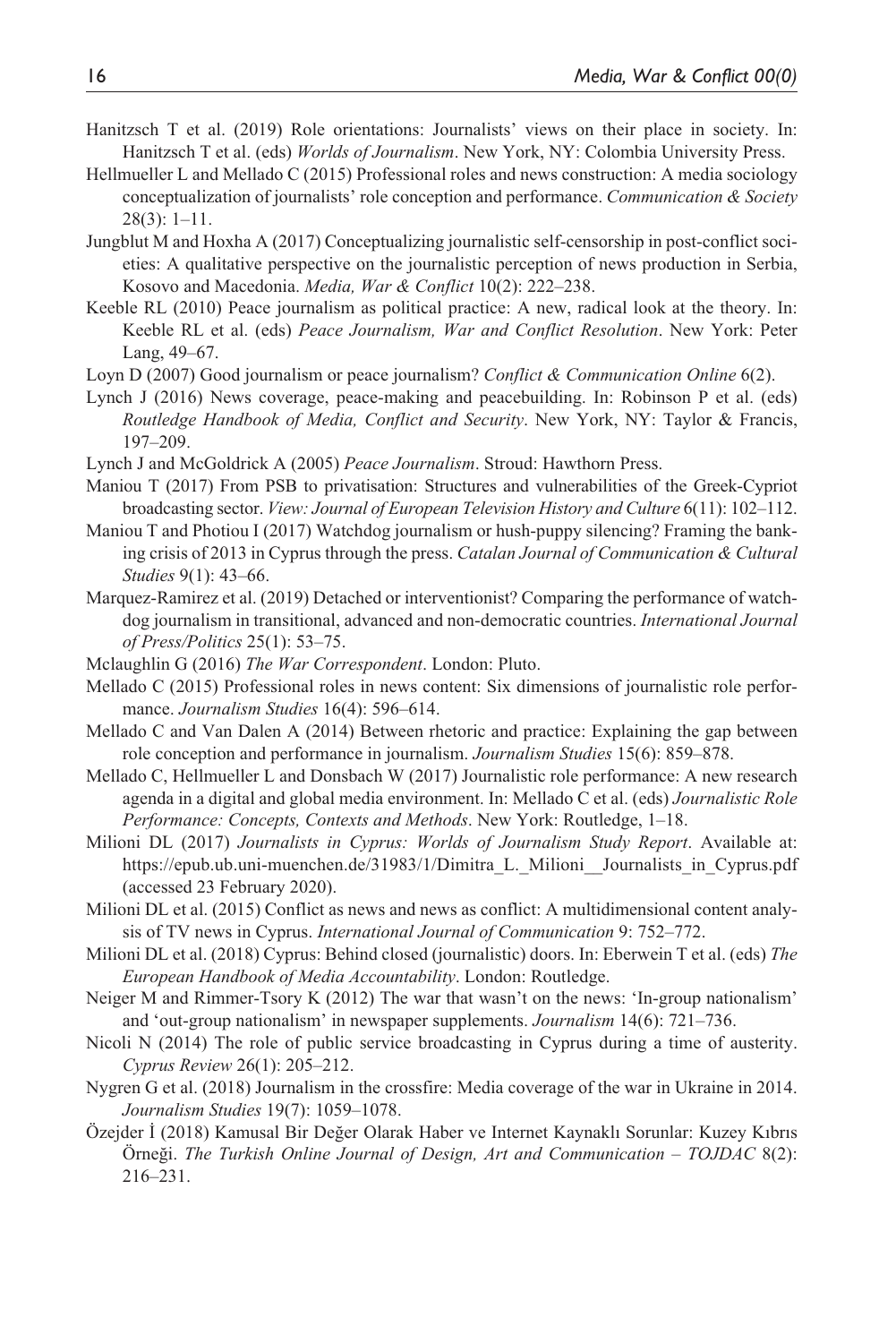Hanitzsch T et al. (2019) Role orientations: Journalists' views on their place in society. In: Hanitzsch T et al. (eds) *Worlds of Journalism*. New York, NY: Colombia University Press.

Hellmueller L and Mellado C (2015) Professional roles and news construction: A media sociology conceptualization of journalists' role conception and performance. *Communication & Society* 28(3): 1–11.

Jungblut M and Hoxha A (2017) Conceptualizing journalistic self-censorship in post-conflict societies: A qualitative perspective on the journalistic perception of news production in Serbia, Kosovo and Macedonia. *Media, War & Conflict* 10(2): 222–238.

Keeble RL (2010) Peace journalism as political practice: A new, radical look at the theory. In: Keeble RL et al. (eds) *Peace Journalism, War and Conflict Resolution*. New York: Peter Lang, 49–67.

Loyn D (2007) Good journalism or peace journalism? *Conflict & Communication Online* 6(2).

Lynch J (2016) News coverage, peace-making and peacebuilding. In: Robinson P et al. (eds) *Routledge Handbook of Media, Conflict and Security*. New York, NY: Taylor & Francis, 197–209.

Lynch J and McGoldrick A (2005) *Peace Journalism*. Stroud: Hawthorn Press.

Maniou T (2017) From PSB to privatisation: Structures and vulnerabilities of the Greek-Cypriot broadcasting sector. *View: Journal of European Television History and Culture* 6(11): 102–112.

Maniou T and Photiou I (2017) Watchdog journalism or hush-puppy silencing? Framing the banking crisis of 2013 in Cyprus through the press. *Catalan Journal of Communication & Cultural Studies* 9(1): 43–66.

Marquez-Ramirez et al. (2019) Detached or interventionist? Comparing the performance of watchdog journalism in transitional, advanced and non-democratic countries. *International Journal of Press/Politics* 25(1): 53–75.

Mclaughlin G (2016) *The War Correspondent*. London: Pluto.

Mellado C (2015) Professional roles in news content: Six dimensions of journalistic role performance. *Journalism Studies* 16(4): 596–614.

Mellado C and Van Dalen A (2014) Between rhetoric and practice: Explaining the gap between role conception and performance in journalism. *Journalism Studies* 15(6): 859–878.

Mellado C, Hellmueller L and Donsbach W (2017) Journalistic role performance: A new research agenda in a digital and global media environment. In: Mellado C et al. (eds) *Journalistic Role Performance: Concepts, Contexts and Methods*. New York: Routledge, 1–18.

Milioni DL (2017) *Journalists in Cyprus: Worlds of Journalism Study Report*. Available at: https://epub.ub.uni-muenchen.de/31983/1/Dimitra_L._Milioni__Journalists_in_Cyprus.pdf (accessed 23 February 2020).

Milioni DL et al. (2015) Conflict as news and news as conflict: A multidimensional content analysis of TV news in Cyprus. *International Journal of Communication* 9: 752–772.

Milioni DL et al. (2018) Cyprus: Behind closed (journalistic) doors. In: Eberwein T et al. (eds) *The European Handbook of Media Accountability*. London: Routledge.

Neiger M and Rimmer-Tsory K (2012) The war that wasn't on the news: 'In-group nationalism' and 'out-group nationalism' in newspaper supplements. *Journalism* 14(6): 721–736.

Nicoli N (2014) The role of public service broadcasting in Cyprus during a time of austerity. *Cyprus Review* 26(1): 205–212.

Nygren G et al. (2018) Journalism in the crossfire: Media coverage of the war in Ukraine in 2014. *Journalism Studies* 19(7): 1059–1078.

Özejder İ (2018) Kamusal Bir Değer Olarak Haber ve Internet Kaynaklı Sorunlar: Kuzey Kıbrıs Örneği. *The Turkish Online Journal of Design, Art and Communication – TOJDAC* 8(2): 216–231.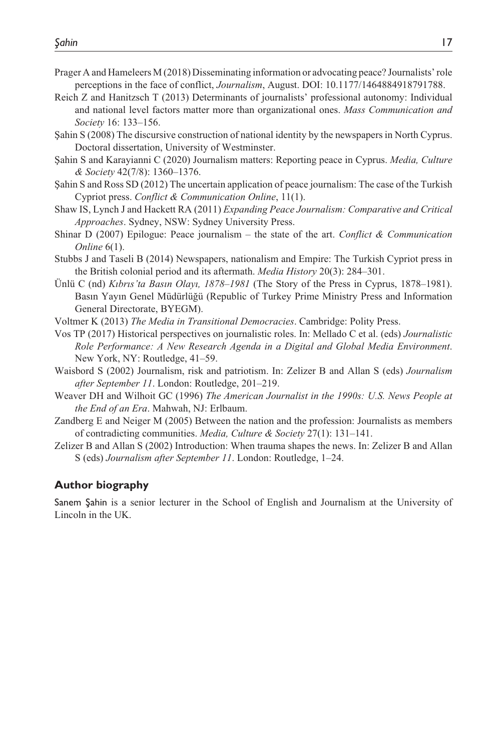Prager A and Hameleers M (2018) Disseminating information or advocating peace? Journalists' role perceptions in the face of conflict, *Journalism*, August. DOI: 10.1177/1464884918791788.

Reich Z and Hanitzsch T (2013) Determinants of journalists' professional autonomy: Individual and national level factors matter more than organizational ones. *Mass Communication and Society* 16: 133–156.

Şahin S (2008) The discursive construction of national identity by the newspapers in North Cyprus. Doctoral dissertation, University of Westminster.

Şahin S and Karayianni C (2020) Journalism matters: Reporting peace in Cyprus. *Media, Culture & Society* 42(7/8): 1360–1376.

Şahin S and Ross SD (2012) The uncertain application of peace journalism: The case of the Turkish Cypriot press. *Conflict & Communication Online*, 11(1).

Shaw IS, Lynch J and Hackett RA (2011) *Expanding Peace Journalism: Comparative and Critical Approaches*. Sydney, NSW: Sydney University Press.

Shinar D (2007) Epilogue: Peace journalism – the state of the art. *Conflict & Communication Online* 6(1).

Stubbs J and Taseli B (2014) Newspapers, nationalism and Empire: The Turkish Cypriot press in the British colonial period and its aftermath. *Media History* 20(3): 284–301.

Ünlü C (nd) *Kıbrıs'ta Basın Olayı, 1878–1981* (The Story of the Press in Cyprus, 1878–1981). Basın Yayın Genel Müdürlüğü (Republic of Turkey Prime Ministry Press and Information General Directorate, BYEGM).

Voltmer K (2013) *The Media in Transitional Democracies*. Cambridge: Polity Press.

Vos TP (2017) Historical perspectives on journalistic roles. In: Mellado C et al. (eds) *Journalistic Role Performance: A New Research Agenda in a Digital and Global Media Environment*. New York, NY: Routledge, 41–59.

Waisbord S (2002) Journalism, risk and patriotism. In: Zelizer B and Allan S (eds) *Journalism after September 11*. London: Routledge, 201–219.

Weaver DH and Wilhoit GC (1996) *The American Journalist in the 1990s: U.S. News People at the End of an Era*. Mahwah, NJ: Erlbaum.

Zandberg E and Neiger M (2005) Between the nation and the profession: Journalists as members of contradicting communities. *Media, Culture & Society* 27(1): 131–141.

Zelizer B and Allan S (2002) Introduction: When trauma shapes the news. In: Zelizer B and Allan S (eds) *Journalism after September 11*. London: Routledge, 1–24.

## Author biography

Sanem Şahin is a senior lecturer in the School of English and Journalism at the University of Lincoln in the UK.